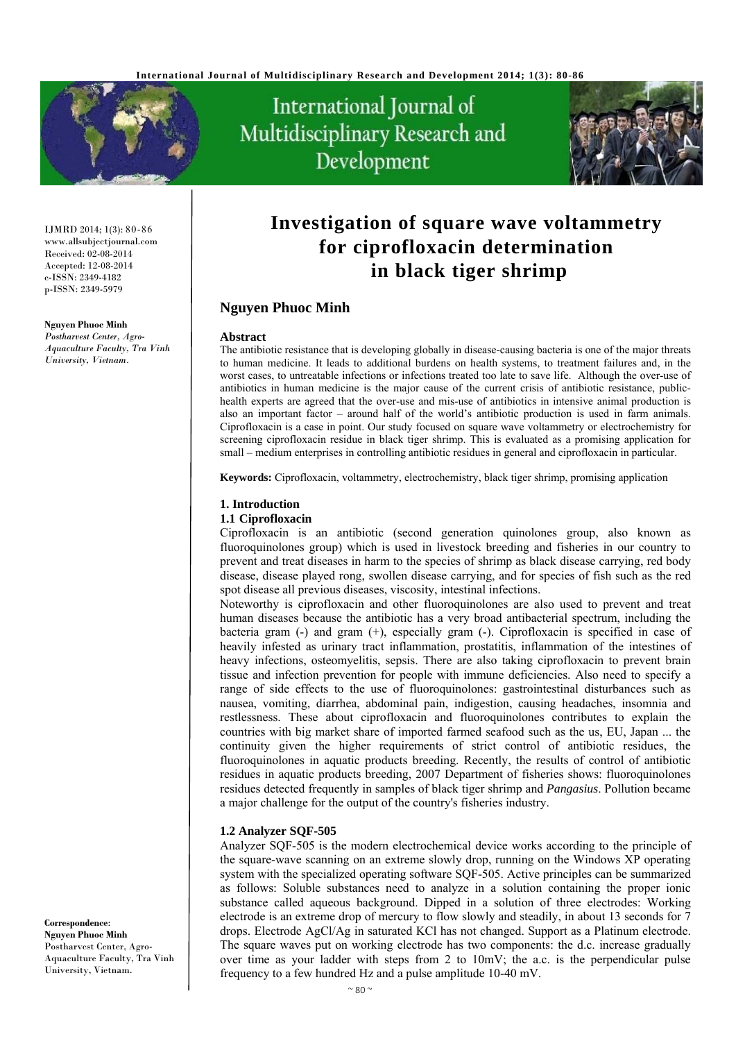# Investigation of square wave voltammetry for ciprofloxacin determination in black tiger shrimp

## Nguyen Phuoc Minh

IJMRD 2014; 1(3): 80-86
www.allsubjectjournal.com
Received: 02-08-2014
Accepted: 12-08-2014
e-ISSN: 2349-4182
p-ISSN: 2349-5979

**Nguyen Phuoc Minh**
*Postharvest Center, Agro-Aquaculture Faculty, Tra Vinh University, Vietnam.*

**Correspondence**:
**Nguyen Phuoc Minh**
Postharvest Center, Agro-Aquaculture Faculty, Tra Vinh University, Vietnam.

### Abstract

The antibiotic resistance that is developing globally in disease-causing bacteria is one of the major threats to human medicine. It leads to additional burdens on health systems, to treatment failures and, in the worst cases, to untreatable infections or infections treated too late to save life. Although the over-use of antibiotics in human medicine is the major cause of the current crisis of antibiotic resistance, public-health experts are agreed that the over-use and mis-use of antibiotics in intensive animal production is also an important factor – around half of the world's antibiotic production is used in farm animals. Ciprofloxacin is a case in point. Our study focused on square wave voltammetry or electrochemistry for screening ciprofloxacin residue in black tiger shrimp. This is evaluated as a promising application for small – medium enterprises in controlling antibiotic residues in general and ciprofloxacin in particular.

**Keywords:** Ciprofloxacin, voltammetry, electrochemistry, black tiger shrimp, promising application

### 1. Introduction

#### 1.1 Ciprofloxacin

Ciprofloxacin is an antibiotic (second generation quinolones group, also known as fluoroquinolones group) which is used in livestock breeding and fisheries in our country to prevent and treat diseases in harm to the species of shrimp as black disease carrying, red body disease, disease played rong, swollen disease carrying, and for species of fish such as the red spot disease all previous diseases, viscosity, intestinal infections.

Noteworthy is ciprofloxacin and other fluoroquinolones are also used to prevent and treat human diseases because the antibiotic has a very broad antibacterial spectrum, including the bacteria gram (-) and gram (+), especially gram (-). Ciprofloxacin is specified in case of heavily infested as urinary tract inflammation, prostatitis, inflammation of the intestines of heavy infections, osteomyelitis, sepsis. There are also taking ciprofloxacin to prevent brain tissue and infection prevention for people with immune deficiencies. Also need to specify a range of side effects to the use of fluoroquinolones: gastrointestinal disturbances such as nausea, vomiting, diarrhea, abdominal pain, indigestion, causing headaches, insomnia and restlessness. These about ciprofloxacin and fluoroquinolones contributes to explain the countries with big market share of imported farmed seafood such as the us, EU, Japan ... the continuity given the higher requirements of strict control of antibiotic residues, the fluoroquinolones in aquatic products breeding. Recently, the results of control of antibiotic residues in aquatic products breeding, 2007 Department of fisheries shows: fluoroquinolones residues detected frequently in samples of black tiger shrimp and *Pangasius*. Pollution became a major challenge for the output of the country's fisheries industry.

#### 1.2 Analyzer SQF-505

Analyzer SQF-505 is the modern electrochemical device works according to the principle of the square-wave scanning on an extreme slowly drop, running on the Windows XP operating system with the specialized operating software SQF-505. Active principles can be summarized as follows: Soluble substances need to analyze in a solution containing the proper ionic substance called aqueous background. Dipped in a solution of three electrodes: Working electrode is an extreme drop of mercury to flow slowly and steadily, in about 13 seconds for 7 drops. Electrode AgCl/Ag in saturated KCl has not changed. Support as a Platinum electrode. The square waves put on working electrode has two components: the d.c. increase gradually over time as your ladder with steps from 2 to 10mV; the a.c. is the perpendicular pulse frequency to a few hundred Hz and a pulse amplitude 10-40 mV.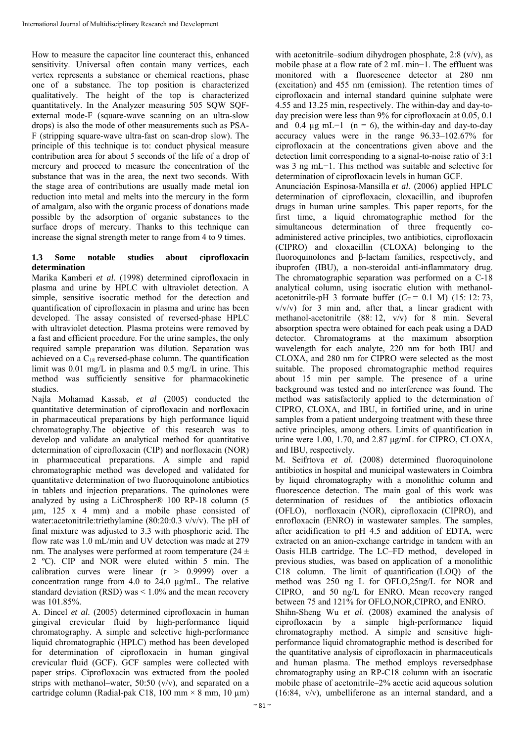How to measure the capacitor line counteract this, enhanced sensitivity. Universal often contain many vertices, each vertex represents a substance or chemical reactions, phase one of a substance. The top position is characterized qualitatively. The height of the top is characterized quantitatively. In the Analyzer measuring 505 SQW SQF-external mode-F (square-wave scanning on an ultra-slow drops) is also the mode of other measurements such as PSA-F (stripping square-wave ultra-fast on scan-drop slow). The principle of this technique is to: conduct physical measure contribution area for about 5 seconds of the life of a drop of mercury and proceed to measure the concentration of the substance that was in the area, the next two seconds. With the stage area of contributions are usually made metal ion reduction into metal and melts into the mercury in the form of amalgam, also with the organic process of donations made possible by the adsorption of organic substances to the surface drops of mercury. Thanks to this technique can increase the signal strength meter to range from 4 to 9 times.

### 1.3 Some notable studies about ciprofloxacin determination

Marika Kamberi *et al*. (1998) determined ciprofloxacin in plasma and urine by HPLC with ultraviolet detection. A simple, sensitive isocratic method for the detection and quantification of ciprofloxacin in plasma and urine has been developed. The assay consisted of reversed-phase HPLC with ultraviolet detection. Plasma proteins were removed by a fast and efficient procedure. For the urine samples, the only required sample preparation was dilution. Separation was achieved on a $C_{18}$ reversed-phase column. The quantification limit was 0.01 mg/L in plasma and 0.5 mg/L in urine. This method was sufficiently sensitive for pharmacokinetic studies.

Najla Mohamad Kassab, *et al* (2005) conducted the quantitative determination of ciprofloxacin and norfloxacin in pharmaceutical preparations by high performance liquid chromatography.The objective of this research was to develop and validate an analytical method for quantitative determination of ciprofloxacin (CIP) and norfloxacin (NOR) in pharmaceutical preparations. A simple and rapid chromatographic method was developed and validated for quantitative determination of two fluoroquinolone antibiotics in tablets and injection preparations. The quinolones were analyzed by using a LiChrospher® 100 RP-18 column (5 µm, 125 x 4 mm) and a mobile phase consisted of water:acetonitrile:triethylamine (80:20:0.3 v/v/v). The pH of final mixture was adjusted to 3.3 with phosphoric acid. The flow rate was 1.0 mL/min and UV detection was made at 279 nm. The analyses were performed at room temperature (24 ± 2 ºC). CIP and NOR were eluted within 5 min. The calibration curves were linear (r > 0.9999) over a concentration range from 4.0 to 24.0 µg/mL. The relative standard deviation (RSD) was < 1.0% and the mean recovery was 101.85%.

A. Dincel *et al*. (2005) determined ciprofloxacin in human gingival crevicular fluid by high-performance liquid chromatography. A simple and selective high-performance liquid chromatographic (HPLC) method has been developed for determination of ciprofloxacin in human gingival crevicular fluid (GCF). GCF samples were collected with paper strips. Ciprofloxacin was extracted from the pooled strips with methanol–water, 50:50 (v/v), and separated on a cartridge column (Radial-pak C18, 100 mm × 8 mm, 10 µm) with acetonitrile–sodium dihydrogen phosphate, 2:8 (v/v), as mobile phase at a flow rate of 2 mL min−1. The effluent was monitored with a fluorescence detector at 280 nm (excitation) and 455 nm (emission). The retention times of ciprofloxacin and internal standard quinine sulphate were 4.55 and 13.25 min, respectively. The within-day and day-to-day precision were less than 9% for ciprofloxacin at 0.05, 0.1 and 0.4 µg mL−1 (n = 6), the within-day and day-to-day accuracy values were in the range 96.33–102.67% for ciprofloxacin at the concentrations given above and the detection limit corresponding to a signal-to-noise ratio of 3:1 was 3 ng mL−1. This method was suitable and selective for determination of ciprofloxacin levels in human GCF.

Anunciación Espinosa-Mansilla *et al*. (2006) applied HPLC determination of ciprofloxacin, cloxacillin, and ibuprofen drugs in human urine samples. This paper reports, for the first time, a liquid chromatographic method for the simultaneous determination of three frequently co-administered active principles, two antibiotics, ciprofloxacin (CIPRO) and cloxacillin (CLOXA) belonging to the fluoroquinolones and β-lactam families, respectively, and ibuprofen (IBU), a non-steroidal anti-inflammatory drug. The chromatographic separation was performed on a C-18 analytical column, using isocratic elution with methanol-acetonitrile-pH 3 formate buffer ($C_T$ = 0.1 M) (15: 12: 73, v/v/v) for 3 min and, after that, a linear gradient with methanol-acetonitrile (88: 12, v/v) for 8 min. Several absorption spectra were obtained for each peak using a DAD detector. Chromatograms at the maximum absorption wavelength for each analyte, 220 nm for both IBU and CLOXA, and 280 nm for CIPRO were selected as the most suitable. The proposed chromatographic method requires about 15 min per sample. The presence of a urine background was tested and no interference was found. The method was satisfactorily applied to the determination of CIPRO, CLOXA, and IBU, in fortified urine, and in urine samples from a patient undergoing treatment with these three active principles, among others. Limits of quantification in urine were 1.00, 1.70, and 2.87 µg/mL for CIPRO, CLOXA, and IBU, respectively.

M. Seifrtova *et al*. (2008) determined fluoroquinolone antibiotics in hospital and municipal wastewaters in Coimbra by liquid chromatography with a monolithic column and fluorescence detection. The main goal of this work was determination of residues of the antibiotics ofloxacin (OFLO), norfloxacin (NOR), ciprofloxacin (CIPRO), and enrofloxacin (ENRO) in wastewater samples. The samples, after acidification to pH 4.5 and addition of EDTA, were extracted on an anion-exchange cartridge in tandem with an Oasis HLB cartridge. The LC–FD method, developed in previous studies, was based on application of a monolithic C18 column. The limit of quantification (LOQ) of the method was 250 ng L for OFLO,25ng/L for NOR and CIPRO, and 50 ng/L for ENRO. Mean recovery ranged between 75 and 121% for OFLO,NOR,CIPRO, and ENRO.

Shihn-Sheng Wu *et al*. (2008) examined the analysis of ciprofloxacin by a simple high-performance liquid chromatography method. A simple and sensitive high-performance liquid chromatographic method is described for the quantitative analysis of ciprofloxacin in pharmaceuticals and human plasma. The method employs reversedphase chromatography using an RP-C18 column with an isocratic mobile phase of acetonitrile–2% acetic acid aqueous solution (16:84, v/v), umbelliferone as an internal standard, and a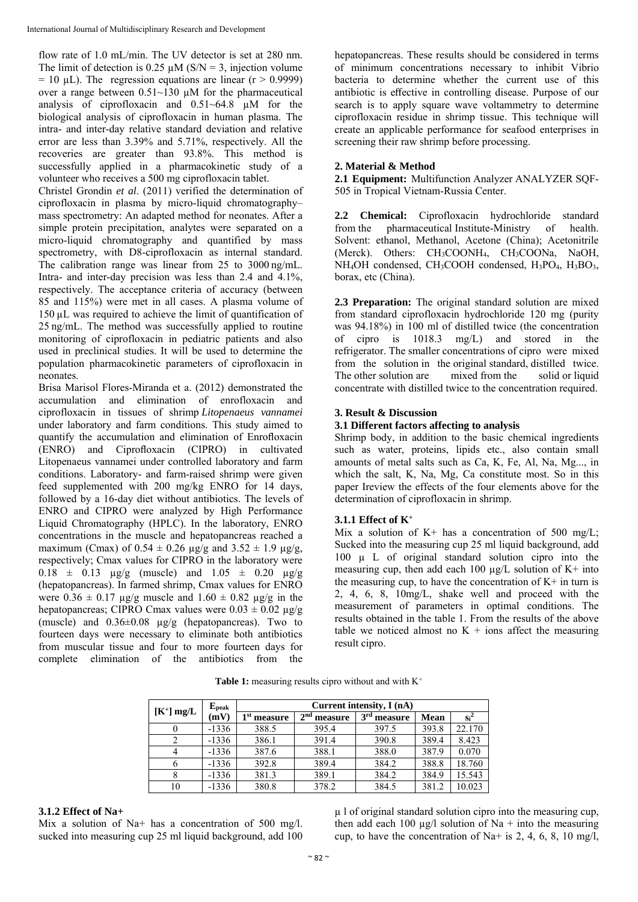flow rate of 1.0 mL/min. The UV detector is set at 280 nm. The limit of detection is 0.25 μM (S/N = 3, injection volume = 10 μL). The regression equations are linear (r > 0.9999) over a range between 0.51~130 μM for the pharmaceutical analysis of ciprofloxacin and 0.51~64.8 μM for the biological analysis of ciprofloxacin in human plasma. The intra- and inter-day relative standard deviation and relative error are less than 3.39% and 5.71%, respectively. All the recoveries are greater than 93.8%. This method is successfully applied in a pharmacokinetic study of a volunteer who receives a 500 mg ciprofloxacin tablet.

Christel Grondin *et al*. (2011) verified the determination of ciprofloxacin in plasma by micro-liquid chromatography–mass spectrometry: An adapted method for neonates. After a simple protein precipitation, analytes were separated on a micro-liquid chromatography and quantified by mass spectrometry, with D8-ciprofloxacin as internal standard. The calibration range was linear from 25 to 3000 ng/mL. Intra- and inter-day precision was less than 2.4 and 4.1%, respectively. The acceptance criteria of accuracy (between 85 and 115%) were met in all cases. A plasma volume of 150 µL was required to achieve the limit of quantification of 25 ng/mL. The method was successfully applied to routine monitoring of ciprofloxacin in pediatric patients and also used in preclinical studies. It will be used to determine the population pharmacokinetic parameters of ciprofloxacin in neonates.

Brisa Marisol Flores-Miranda et a. (2012) demonstrated the accumulation and elimination of enrofloxacin and ciprofloxacin in tissues of shrimp *Litopenaeus vannamei* under laboratory and farm conditions. This study aimed to quantify the accumulation and elimination of Enrofloxacin (ENRO) and Ciprofloxacin (CIPRO) in cultivated Litopenaeus vannamei under controlled laboratory and farm conditions. Laboratory- and farm-raised shrimp were given feed supplemented with 200 mg/kg ENRO for 14 days, followed by a 16-day diet without antibiotics. The levels of ENRO and CIPRO were analyzed by High Performance Liquid Chromatography (HPLC). In the laboratory, ENRO concentrations in the muscle and hepatopancreas reached a maximum (Cmax) of 0.54 ± 0.26 µg/g and 3.52 ± 1.9 µg/g, respectively; Cmax values for CIPRO in the laboratory were 0.18 ± 0.13 µg/g (muscle) and 1.05 ± 0.20 µg/g (hepatopancreas). In farmed shrimp, Cmax values for ENRO were 0.36 ± 0.17 µg/g muscle and 1.60 ± 0.82 µg/g in the hepatopancreas; CIPRO Cmax values were 0.03 ± 0.02 µg/g (muscle) and 0.36±0.08 µg/g (hepatopancreas). Two to fourteen days were necessary to eliminate both antibiotics from muscular tissue and four to more fourteen days for complete elimination of the antibiotics from the hepatopancreas. These results should be considered in terms of minimum concentrations necessary to inhibit Vibrio bacteria to determine whether the current use of this antibiotic is effective in controlling disease. Purpose of our search is to apply square wave voltammetry to determine ciprofloxacin residue in shrimp tissue. This technique will create an applicable performance for seafood enterprises in screening their raw shrimp before processing.

## 2. Material & Method

**2.1 Equipment:** Multifunction Analyzer ANALYZER SQF-505 in Tropical Vietnam-Russia Center.

**2.2 Chemical:** Ciprofloxacin hydrochloride standard from the pharmaceutical Institute-Ministry of health. Solvent: ethanol, Methanol, Acetone (China); Acetonitrile (Merck). Others: $CH_3COONH_4$, $CH_3COONa$, NaOH, $NH_4OH$ condensed, $CH_3COOH$ condensed, $H_3PO_4$, $H_3BO_3$, borax, etc (China).

**2.3 Preparation:** The original standard solution are mixed from standard ciprofloxacin hydrochloride 120 mg (purity was 94.18%) in 100 ml of distilled twice (the concentration of cipro is 1018.3 mg/L) and stored in the refrigerator. The smaller concentrations of cipro were mixed from the solution in the original standard, distilled twice. The other solution are mixed from the solid or liquid concentrate with distilled twice to the concentration required.

## 3. Result & Discussion

### 3.1 Different factors affecting to analysis

Shrimp body, in addition to the basic chemical ingredients such as water, proteins, lipids etc., also contain small amounts of metal salts such as Ca, K, Fe, Al, Na, Mg..., in which the salt, K, Na, Mg, Ca constitute most. So in this paper Ireview the effects of the four elements above for the determination of ciprofloxacin in shrimp.

#### 3.1.1 Effect of $K^+$

Mix a solution of K+ has a concentration of 500 mg/L; Sucked into the measuring cup 25 ml liquid background, add 100 µ L of original standard solution cipro into the measuring cup, then add each 100 µg/L solution of K+ into the measuring cup, to have the concentration of K+ in turn is 2, 4, 6, 8, 10mg/L, shake well and proceed with the measurement of parameters in optimal conditions. The results obtained in the table 1. From the results of the above table we noticed almost no K + ions affect the measuring result cipro.

**Table 1:** measuring results cipro without and with $K^+$

| $[K^+]$ mg/L | $E_{peak}$ (mV) | Current intensity, I (nA) | | | | |
|---|---|---|---|---|---|---|
| | | 1st measure | 2nd measure | 3rd measure | Mean | $s_i^2$ |
| 0 | -1336 | 388.5 | 395.4 | 397.5 | 393.8 | 22.170 |
| 2 | -1336 | 386.1 | 391.4 | 390.8 | 389.4 | 8.423 |
| 4 | -1336 | 387.6 | 388.1 | 388.0 | 387.9 | 0.070 |
| 6 | -1336 | 392.8 | 389.4 | 384.2 | 388.8 | 18.760 |
| 8 | -1336 | 381.3 | 389.1 | 384.2 | 384.9 | 15.543 |
| 10 | -1336 | 380.8 | 378.2 | 384.5 | 381.2 | 10.023 |

#### 3.1.2 Effect of Na+

Mix a solution of Na+ has a concentration of 500 mg/l. sucked into measuring cup 25 ml liquid background, add 100 µ l of original standard solution cipro into the measuring cup, then add each 100 µg/l solution of Na + into the measuring cup, to have the concentration of Na+ is 2, 4, 6, 8, 10 mg/l,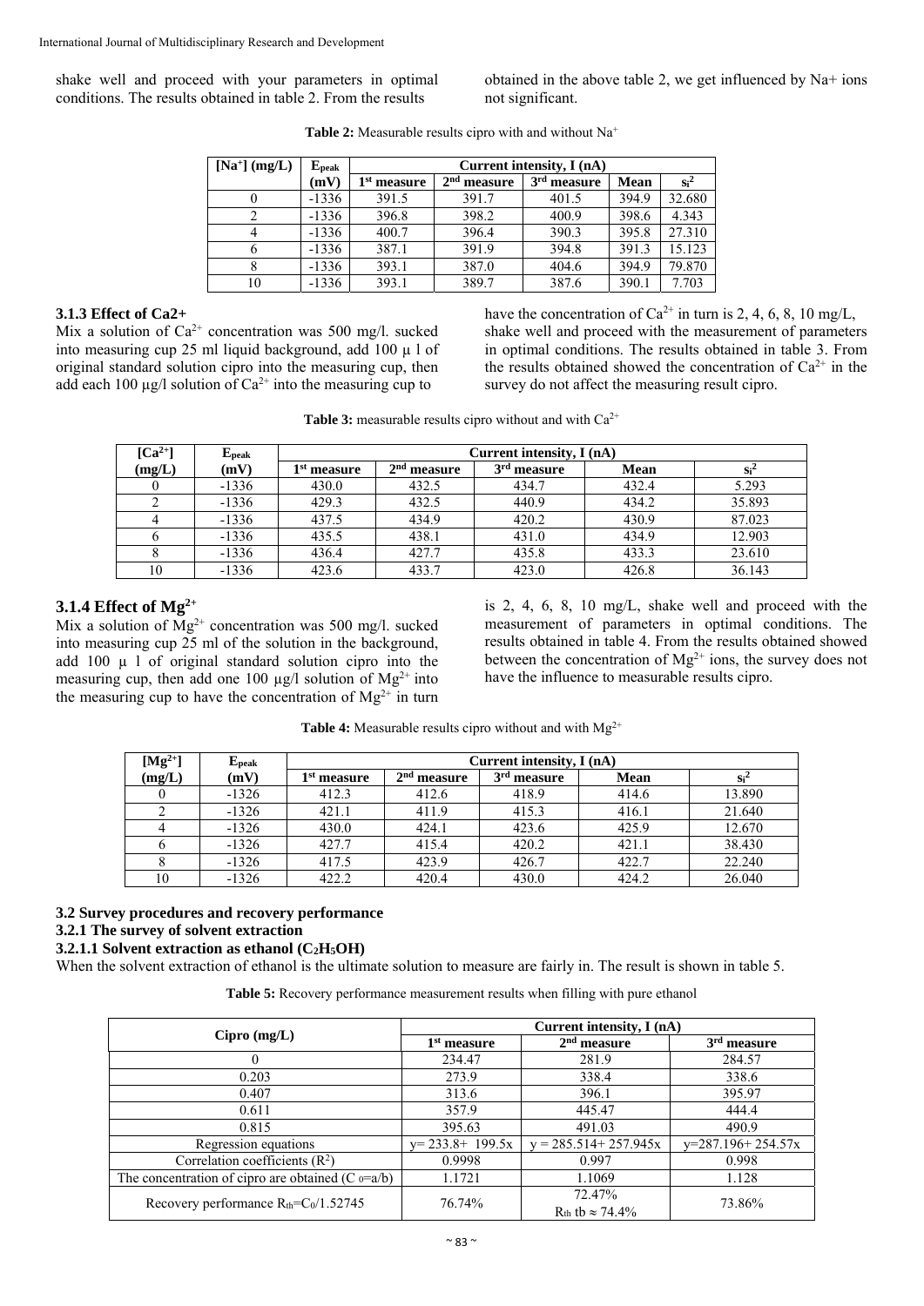shake well and proceed with your parameters in optimal conditions. The results obtained in table 2. From the results obtained in the above table 2, we get influenced by Na+ ions not significant.

**Table 2:** Measurable results cipro with and without $Na^+$

| $[Na^+]$ (mg/L) | $E_{peak}$ (mV) | Current intensity, I (nA) | | | | |
|---|---|---|---|---|---|---|
| | | 1st measure | 2nd measure | 3rd measure | Mean | $s_i^2$ |
| 0 | -1336 | 391.5 | 391.7 | 401.5 | 394.9 | 32.680 |
| 2 | -1336 | 396.8 | 398.2 | 400.9 | 398.6 | 4.343 |
| 4 | -1336 | 400.7 | 396.4 | 390.3 | 395.8 | 27.310 |
| 6 | -1336 | 387.1 | 391.9 | 394.8 | 391.3 | 15.123 |
| 8 | -1336 | 393.1 | 387.0 | 404.6 | 394.9 | 79.870 |
| 10 | -1336 | 393.1 | 389.7 | 387.6 | 390.1 | 7.703 |

### 3.1.3 Effect of Ca2+

Mix a solution of $Ca^{2+}$ concentration was 500 mg/l. sucked into measuring cup 25 ml liquid background, add 100 µ l of original standard solution cipro into the measuring cup, then add each 100 µg/l solution of $Ca^{2+}$ into the measuring cup to have the concentration of $Ca^{2+}$ in turn is 2, 4, 6, 8, 10 mg/L, shake well and proceed with the measurement of parameters in optimal conditions. The results obtained in table 3. From the results obtained showed the concentration of $Ca^{2+}$ in the survey do not affect the measuring result cipro.

**Table 3:** measurable results cipro without and with $Ca^{2+}$

| $[Ca^{2+}]$ (mg/L) | $E_{peak}$ (mV) | Current intensity, I (nA) | | | | |
|---|---|---|---|---|---|---|
| | | 1st measure | 2nd measure | 3rd measure | Mean | $s_i^2$ |
| 0 | -1336 | 430.0 | 432.5 | 434.7 | 432.4 | 5.293 |
| 2 | -1336 | 429.3 | 432.5 | 440.9 | 434.2 | 35.893 |
| 4 | -1336 | 437.5 | 434.9 | 420.2 | 430.9 | 87.023 |
| 6 | -1336 | 435.5 | 438.1 | 431.0 | 434.9 | 12.903 |
| 8 | -1336 | 436.4 | 427.7 | 435.8 | 433.3 | 23.610 |
| 10 | -1336 | 423.6 | 433.7 | 423.0 | 426.8 | 36.143 |

### 3.1.4 Effect of $Mg^{2+}$

Mix a solution of $Mg^{2+}$ concentration was 500 mg/l. sucked into measuring cup 25 ml of the solution in the background, add 100 µ l of original standard solution cipro into the measuring cup, then add one 100 µg/l solution of $Mg^{2+}$ into the measuring cup to have the concentration of $Mg^{2+}$ in turn is 2, 4, 6, 8, 10 mg/L, shake well and proceed with the measurement of parameters in optimal conditions. The results obtained in table 4. From the results obtained showed between the concentration of $Mg^{2+}$ ions, the survey does not have the influence to measurable results cipro.

**Table 4:** Measurable results cipro without and with $Mg^{2+}$

| $[Mg^{2+}]$ (mg/L) | $E_{peak}$ (mV) | Current intensity, I (nA) | | | | |
|---|---|---|---|---|---|---|
| | | 1st measure | 2nd measure | 3rd measure | Mean | $s_i^2$ |
| 0 | -1326 | 412.3 | 412.6 | 418.9 | 414.6 | 13.890 |
| 2 | -1326 | 421.1 | 411.9 | 415.3 | 416.1 | 21.640 |
| 4 | -1326 | 430.0 | 424.1 | 423.6 | 425.9 | 12.670 |
| 6 | -1326 | 427.7 | 415.4 | 420.2 | 421.1 | 38.430 |
| 8 | -1326 | 417.5 | 423.9 | 426.7 | 422.7 | 22.240 |
| 10 | -1326 | 422.2 | 420.4 | 430.0 | 424.2 | 26.040 |

## 3.2 Survey procedures and recovery performance

### 3.2.1 The survey of solvent extraction

#### 3.2.1.1 Solvent extraction as ethanol ($C_2H_5OH$)

When the solvent extraction of ethanol is the ultimate solution to measure are fairly in. The result is shown in table 5.

**Table 5:** Recovery performance measurement results when filling with pure ethanol

| Cipro (mg/L) | Current intensity, I (nA) | | |
|---|---|---|---|
| | 1st measure | 2nd measure | 3rd measure |
| 0 | 234.47 | 281.9 | 284.57 |
| 0.203 | 273.9 | 338.4 | 338.6 |
| 0.407 | 313.6 | 396.1 | 395.97 |
| 0.611 | 357.9 | 445.47 | 444.4 |
| 0.815 | 395.63 | 491.03 | 490.9 |
| Regression equations | y= 233.8+ 199.5x | y = 285.514+ 257.945x | y=287.196+ 254.57x |
| Correlation coefficients ($R^2$) | 0.9998 | 0.997 | 0.998 |
| The concentration of cipro are obtained ($C_0$=a/b) | 1.1721 | 1.1069 | 1.128 |
| Recovery performance $R_{th}$=$C_0$/1.52745 | 76.74% | 72.47% $R_{th}$ tb ≈ 74.4% | 73.86% |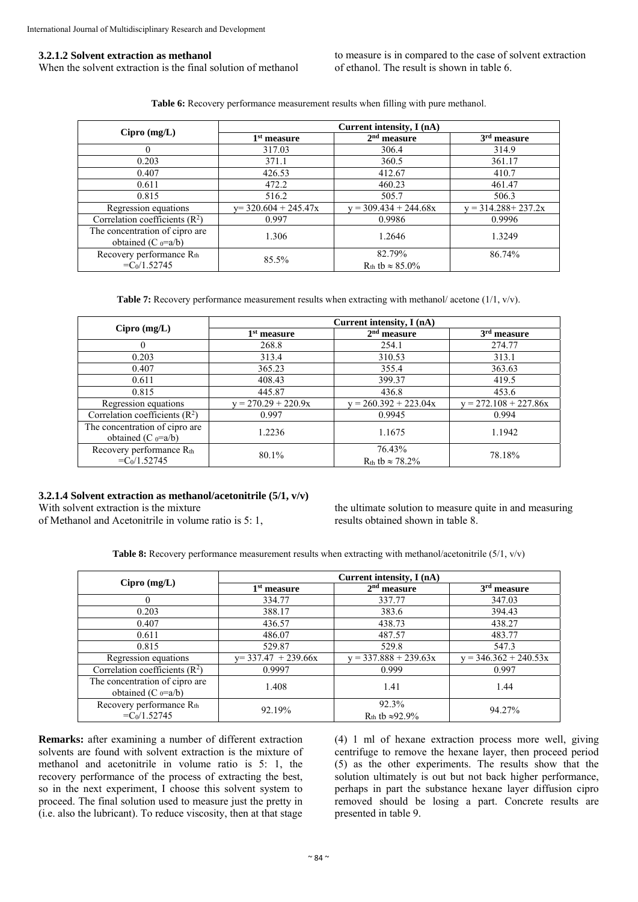### 3.2.1.2 Solvent extraction as methanol

When the solvent extraction is the final solution of methanol to measure is in compared to the case of solvent extraction of ethanol. The result is shown in table 6.

**Table 6:** Recovery performance measurement results when filling with pure methanol.

| Cipro (mg/L) | Current intensity, I (nA) | | |
|---|---|---|---|
| | 1st measure | 2nd measure | 3rd measure |
| 0 | 317.03 | 306.4 | 314.9 |
| 0.203 | 371.1 | 360.5 | 361.17 |
| 0.407 | 426.53 | 412.67 | 410.7 |
| 0.611 | 472.2 | 460.23 | 461.47 |
| 0.815 | 516.2 | 505.7 | 506.3 |
| Regression equations | $y = 320.604 + 245.47x$ | $y = 309.434 + 244.68x$ | $y = 314.288 + 237.2x$ |
| Correlation coefficients ($R^2$) | 0.997 | 0.9986 | 0.9996 |
| The concentration of cipro are obtained ($C_0 = a/b$) | 1.306 | 1.2646 | 1.3249 |
| Recovery performance $R_{th} = C_0/1.52745$ | 85.5% | 82.79% $R_{th}$ tb ≈ 85.0% | 86.74% |

**Table 7:** Recovery performance measurement results when extracting with methanol/ acetone (1/1, v/v).

| Cipro (mg/L) | Current intensity, I (nA) | | |
|---|---|---|---|
| | 1st measure | 2nd measure | 3rd measure |
| 0 | 268.8 | 254.1 | 274.77 |
| 0.203 | 313.4 | 310.53 | 313.1 |
| 0.407 | 365.23 | 355.4 | 363.63 |
| 0.611 | 408.43 | 399.37 | 419.5 |
| 0.815 | 445.87 | 436.8 | 453.6 |
| Regression equations | $y = 270.29 + 220.9x$ | $y = 260.392 + 223.04x$ | $y = 272.108 + 227.86x$ |
| Correlation coefficients ($R^2$) | 0.997 | 0.9945 | 0.994 |
| The concentration of cipro are obtained ($C_0 = a/b$) | 1.2236 | 1.1675 | 1.1942 |
| Recovery performance $R_{th} = C_0/1.52745$ | 80.1% | 76.43% $R_{th}$ tb ≈ 78.2% | 78.18% |

### 3.2.1.4 Solvent extraction as methanol/acetonitrile (5/1, v/v)

With solvent extraction is the mixture of Methanol and Acetonitrile in volume ratio is 5: 1, the ultimate solution to measure quite in and measuring results obtained shown in table 8.

**Table 8:** Recovery performance measurement results when extracting with methanol/acetonitrile (5/1, v/v)

| Cipro (mg/L) | Current intensity, I (nA) | | |
|---|---|---|---|
| | 1st measure | 2nd measure | 3rd measure |
| 0 | 334.77 | 337.77 | 347.03 |
| 0.203 | 388.17 | 383.6 | 394.43 |
| 0.407 | 436.57 | 438.73 | 438.27 |
| 0.611 | 486.07 | 487.57 | 483.77 |
| 0.815 | 529.87 | 529.8 | 547.3 |
| Regression equations | $y = 337.47 + 239.66x$ | $y = 337.888 + 239.63x$ | $y = 346.362 + 240.53x$ |
| Correlation coefficients ($R^2$) | 0.9997 | 0.999 | 0.997 |
| The concentration of cipro are obtained ($C_0 = a/b$) | 1.408 | 1.41 | 1.44 |
| Recovery performance $R_{th} = C_0/1.52745$ | 92.19% | 92.3% $R_{th}$ tb ≈92.9% | 94.27% |

**Remarks:** after examining a number of different extraction solvents are found with solvent extraction is the mixture of methanol and acetonitrile in volume ratio is 5: 1, the recovery performance of the process of extracting the best, so in the next experiment, I choose this solvent system to proceed. The final solution used to measure just the pretty in (i.e. also the lubricant). To reduce viscosity, then at that stage (4) 1 ml of hexane extraction process more well, giving centrifuge to remove the hexane layer, then proceed period (5) as the other experiments. The results show that the solution ultimately is out but not back higher performance, perhaps in part the substance hexane layer diffusion cipro removed should be losing a part. Concrete results are presented in table 9.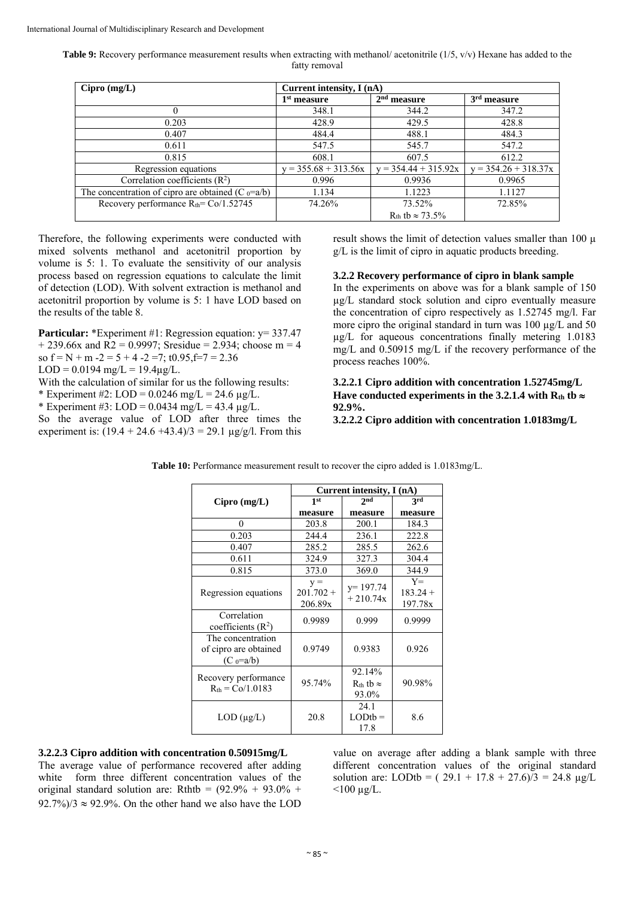**Table 9:** Recovery performance measurement results when extracting with methanol/ acetonitrile (1/5, v/v) Hexane has added to the fatty removal

| Cipro (mg/L) | Current intensity, I (nA) | | |
|---|---|---|---|
| | 1[st] measure | 2[nd] measure | 3[rd] measure |
| 0 | 348.1 | 344.2 | 347.2 |
| 0.203 | 428.9 | 429.5 | 428.8 |
| 0.407 | 484.4 | 488.1 | 484.3 |
| 0.611 | 547.5 | 545.7 | 547.2 |
| 0.815 | 608.1 | 607.5 | 612.2 |
| Regression equations | y = 355.68 + 313.56x | y = 354.44 + 315.92x | y = 354.26 + 318.37x |
| Correlation coefficients ($R^2$) | 0.996 | 0.9936 | 0.9965 |
| The concentration of cipro are obtained ($C_0$=a/b) | 1.134 | 1.1223 | 1.1127 |
| Recovery performance $R_{th}$= Co/1.52745 | 74.26% | 73.52% $R_{th}$ tb ≈ 73.5% | 72.85% |

Therefore, the following experiments were conducted with mixed solvents methanol and acetonitril proportion by volume is 5: 1. To evaluate the sensitivity of our analysis process based on regression equations to calculate the limit of detection (LOD). With solvent extraction is methanol and acetonitril proportion by volume is 5: 1 have LOD based on the results of the table 8.

**Particular:** *Experiment #1: Regression equation: y= 337.47 + 239.66x and R2 = 0.9997; Sresidue = 2.934; choose m = 4 so f = N + m -2 = 5 + 4 -2 =7; t0.95,f=7 = 2.36

LOD = 0.0194 mg/L = 19.4µg/L.

With the calculation of similar for us the following results:

* Experiment #2: LOD = 0.0246 mg/L = 24.6 µg/L.

* Experiment #3: LOD = 0.0434 mg/L = 43.4 µg/L.

So the average value of LOD after three times the experiment is: (19.4 + 24.6 +43.4)/3 = 29.1 µg/g/l. From this result shows the limit of detection values smaller than 100 µ g/L is the limit of cipro in aquatic products breeding.

### 3.2.2 Recovery performance of cipro in blank sample

In the experiments on above was for a blank sample of 150 µg/L standard stock solution and cipro eventually measure the concentration of cipro respectively as 1.52745 mg/l. Far more cipro the original standard in turn was 100 µg/L and 50 µg/L for aqueous concentrations finally metering 1.0183 mg/L and 0.50915 mg/L if the recovery performance of the process reaches 100%.

#### 3.2.2.1 Cipro addition with concentration 1.52745mg/L

**Have conducted experiments in the 3.2.1.4 with $R_{th}$ tb ≈ 92.9%.**

#### 3.2.2.2 Cipro addition with concentration 1.0183mg/L

**Table 10:** Performance measurement result to recover the cipro added is 1.0183mg/L.

| Cipro (mg/L) | Current intensity, I (nA) | | |
|---|---|---|---|
| | 1[st] measure | 2[nd] measure | 3[rd] measure |
| 0 | 203.8 | 200.1 | 184.3 |
| 0.203 | 244.4 | 236.1 | 222.8 |
| 0.407 | 285.2 | 285.5 | 262.6 |
| 0.611 | 324.9 | 327.3 | 304.4 |
| 0.815 | 373.0 | 369.0 | 344.9 |
| Regression equations | y = 201.702 + 206.89x | y= 197.74 + 210.74x | Y= 183.24 + 197.78x |
| Correlation coefficients ($R^2$) | 0.9989 | 0.999 | 0.9999 |
| The concentration of cipro are obtained ($C_0$=a/b) | 0.9749 | 0.9383 | 0.926 |
| Recovery performance $R_{th}$ = Co/1.0183 | 95.74% | 92.14% $R_{th}$ tb ≈ 93.0% | 90.98% |
| LOD (µg/L) | 20.8 | 24.1 LODtb = 17.8 | 8.6 |

#### 3.2.2.3 Cipro addition with concentration 0.50915mg/L

The average value of performance recovered after adding white form three different concentration values of the original standard solution are: Rthtb = (92.9% + 93.0% + 92.7%)/3 ≈ 92.9%. On the other hand we also have the LOD value on average after adding a blank sample with three different concentration values of the original standard solution are: LODtb = ( 29.1 + 17.8 + 27.6)/3 = 24.8 µg/L <100 µg/L.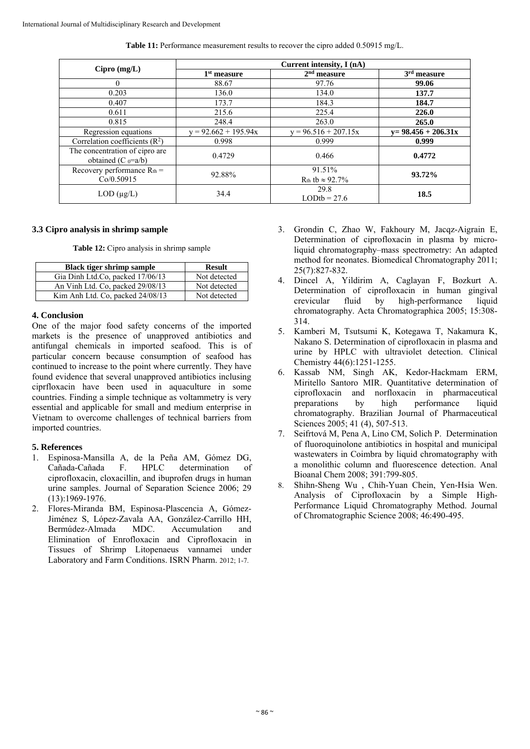**Table 11:** Performance measurement results to recover the cipro added 0.50915 mg/L.

| Cipro (mg/L) | Current intensity, I (nA) | | |
|---|---|---|---|
| | 1st measure | 2nd measure | 3rd measure |
| 0 | 88.67 | 97.76 | **99.06** |
| 0.203 | 136.0 | 134.0 | **137.7** |
| 0.407 | 173.7 | 184.3 | **184.7** |
| 0.611 | 215.6 | 225.4 | **226.0** |
| 0.815 | 248.4 | 263.0 | **265.0** |
| Regression equations | $y = 92.662 + 195.94x$ | $y = 96.516 + 207.15x$ | **$y= 98.456 + 206.31x$** |
| Correlation coefficients ($R^2$) | 0.998 | 0.999 | **0.999** |
| The concentration of cipro are obtained ($C_0$=a/b) | 0.4729 | 0.466 | **0.4772** |
| Recovery performance $R_{th}$ = Co/0.50915 | 92.88% | 91.51% $R_{th}$ tb ≈ 92.7% | **93.72%** |
| LOD (μg/L) | 34.4 | 29.8 LODtb = 27.6 | **18.5** |

### 3.3 Cipro analysis in shrimp sample

**Table 12:** Cipro analysis in shrimp sample

| Black tiger shrimp sample | Result |
|---|---|
| Gia Dinh Ltd.Co, packed 17/06/13 | Not detected |
| An Vinh Ltd. Co, packed 29/08/13 | Not detected |
| Kim Anh Ltd. Co, packed 24/08/13 | Not detected |

## 4. Conclusion

One of the major food safety concerns of the imported markets is the presence of unapproved antibiotics and antifungal chemicals in imported seafood. This is of particular concern because consumption of seafood has continued to increase to the point where currently. They have found evidence that several unapproved antibiotics inclusing ciprfloxacin have been used in aquaculture in some countries. Finding a simple technique as voltammetry is very essential and applicable for small and medium enterprise in Vietnam to overcome challenges of technical barriers from imported countries.

## 5. References

1. Espinosa-Mansilla A, de la Peña AM, Gómez DG, Cañada-Cañada F. HPLC determination of ciprofloxacin, cloxacillin, and ibuprofen drugs in human urine samples. Journal of Separation Science 2006; 29 (13):1969-1976.
2. Flores-Miranda BM, Espinosa-Plascencia A, Gómez-Jiménez S, López-Zavala AA, González-Carrillo HH, Bermúdez-Almada MDC. Accumulation and Elimination of Enrofloxacin and Ciprofloxacin in Tissues of Shrimp Litopenaeus vannamei under Laboratory and Farm Conditions. ISRN Pharm. 2012; 1-7.
3. Grondin C, Zhao W, Fakhoury M, Jacqz-Aigrain E, Determination of ciprofloxacin in plasma by micro-liquid chromatography–mass spectrometry: An adapted method for neonates. Biomedical Chromatography 2011; 25(7):827-832.
4. Dincel A, Yildirim A, Caglayan F, Bozkurt A. Determination of ciprofloxacin in human gingival crevicular fluid by high-performance liquid chromatography. Acta Chromatographica 2005; 15:308-314.
5. Kamberi M, Tsutsumi K, Kotegawa T, Nakamura K, Nakano S. Determination of ciprofloxacin in plasma and urine by HPLC with ultraviolet detection. Clinical Chemistry 44(6):1251-1255.
6. Kassab NM, Singh AK, Kedor-Hackmam ERM, Miritello Santoro MIR. Quantitative determination of ciprofloxacin and norfloxacin in pharmaceutical preparations by high performance liquid chromatography. Brazilian Journal of Pharmaceutical Sciences 2005; 41 (4), 507-513.
7. Seifrtová M, Pena A, Lino CM, Solich P. Determination of fluoroquinolone antibiotics in hospital and municipal wastewaters in Coimbra by liquid chromatography with a monolithic column and fluorescence detection. Anal Bioanal Chem 2008; 391:799-805.
8. Shihn-Sheng Wu , Chih-Yuan Chein, Yen-Hsia Wen. Analysis of Ciprofloxacin by a Simple High-Performance Liquid Chromatography Method. Journal of Chromatographic Science 2008; 46:490-495.